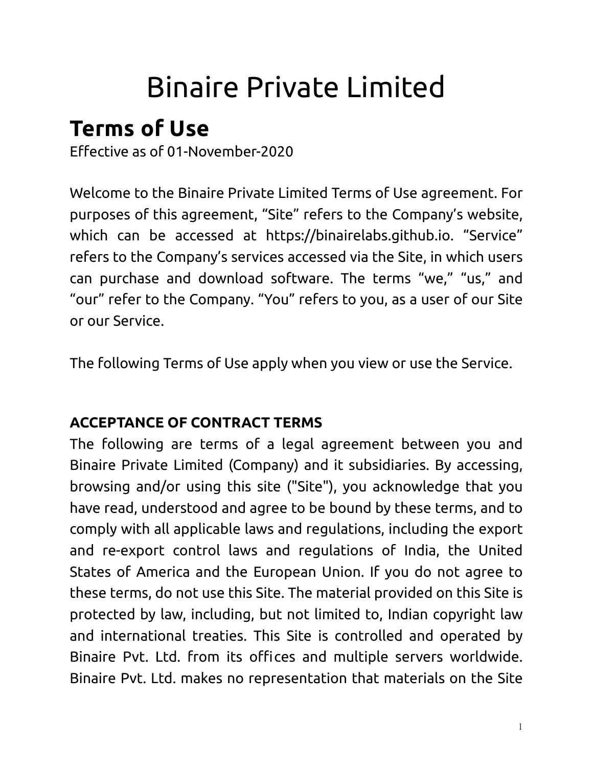# Binaire Private Limited

## Terms of Use

Effective as of 01-November-2020

Welcome to the Binaire Private Limited Terms of Use agreement. For purposes of this agreement, “Site” refers to the Company’s website, which can be accessed at https://binairelabs.github.io. “Service” refers to the Company’s services accessed via the Site, in which users can purchase and download software. The terms “we,” “us,” and “our” refer to the Company. “You” refers to you, as a user of our Site or our Service.

The following Terms of Use apply when you view or use the Service.

**ACCEPTANCE OF CONTRACT TERMS**

The following are terms of a legal agreement between you and Binaire Private Limited (Company) and it subsidiaries. By accessing, browsing and/or using this site ("Site"), you acknowledge that you have read, understood and agree to be bound by these terms, and to comply with all applicable laws and regulations, including the export and re-export control laws and regulations of India, the United States of America and the European Union. If you do not agree to these terms, do not use this Site. The material provided on this Site is protected by law, including, but not limited to, Indian copyright law and international treaties. This Site is controlled and operated by Binaire Pvt. Ltd. from its offices and multiple servers worldwide. Binaire Pvt. Ltd. makes no representation that materials on the Site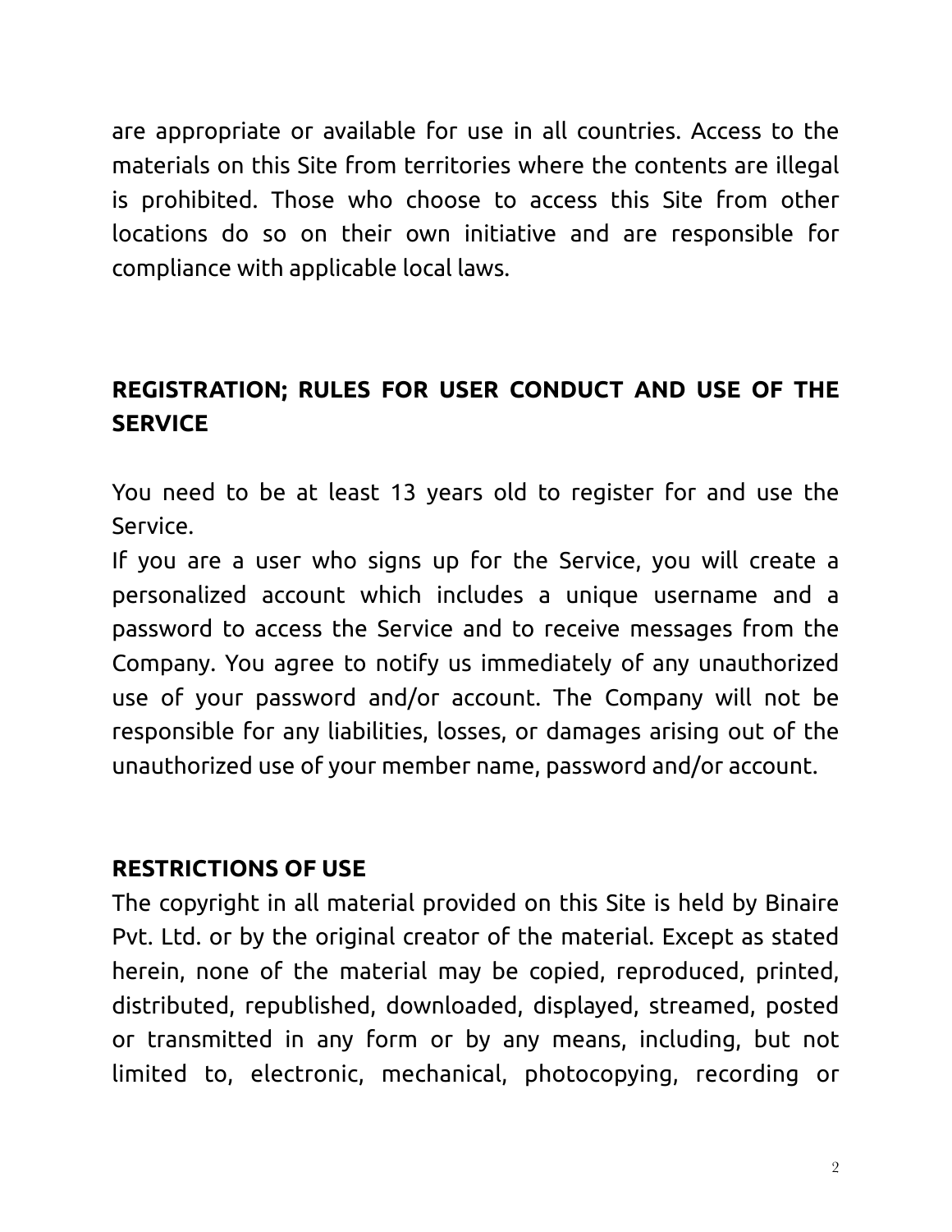are appropriate or available for use in all countries. Access to the materials on this Site from territories where the contents are illegal is prohibited. Those who choose to access this Site from other locations do so on their own initiative and are responsible for compliance with applicable local laws.

**REGISTRATION; RULES FOR USER CONDUCT AND USE OF THE SERVICE**

You need to be at least 13 years old to register for and use the Service.
If you are a user who signs up for the Service, you will create a personalized account which includes a unique username and a password to access the Service and to receive messages from the Company. You agree to notify us immediately of any unauthorized use of your password and/or account. The Company will not be responsible for any liabilities, losses, or damages arising out of the unauthorized use of your member name, password and/or account.

**RESTRICTIONS OF USE**

The copyright in all material provided on this Site is held by Binaire Pvt. Ltd. or by the original creator of the material. Except as stated herein, none of the material may be copied, reproduced, printed, distributed, republished, downloaded, displayed, streamed, posted or transmitted in any form or by any means, including, but not limited to, electronic, mechanical, photocopying, recording or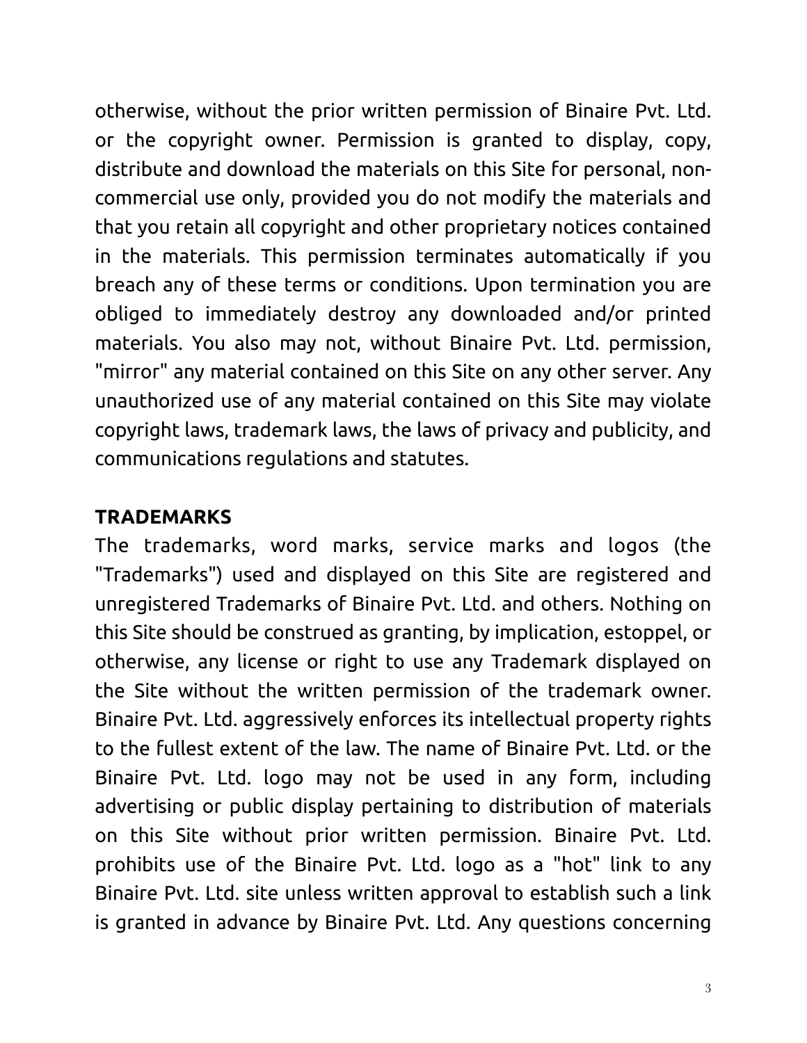otherwise, without the prior written permission of Binaire Pvt. Ltd. or the copyright owner. Permission is granted to display, copy, distribute and download the materials on this Site for personal, non-commercial use only, provided you do not modify the materials and that you retain all copyright and other proprietary notices contained in the materials. This permission terminates automatically if you breach any of these terms or conditions. Upon termination you are obliged to immediately destroy any downloaded and/or printed materials. You also may not, without Binaire Pvt. Ltd. permission, "mirror" any material contained on this Site on any other server. Any unauthorized use of any material contained on this Site may violate copyright laws, trademark laws, the laws of privacy and publicity, and communications regulations and statutes.

**TRADEMARKS**

The trademarks, word marks, service marks and logos (the "Trademarks") used and displayed on this Site are registered and unregistered Trademarks of Binaire Pvt. Ltd. and others. Nothing on this Site should be construed as granting, by implication, estoppel, or otherwise, any license or right to use any Trademark displayed on the Site without the written permission of the trademark owner. Binaire Pvt. Ltd. aggressively enforces its intellectual property rights to the fullest extent of the law. The name of Binaire Pvt. Ltd. or the Binaire Pvt. Ltd. logo may not be used in any form, including advertising or public display pertaining to distribution of materials on this Site without prior written permission. Binaire Pvt. Ltd. prohibits use of the Binaire Pvt. Ltd. logo as a "hot" link to any Binaire Pvt. Ltd. site unless written approval to establish such a link is granted in advance by Binaire Pvt. Ltd. Any questions concerning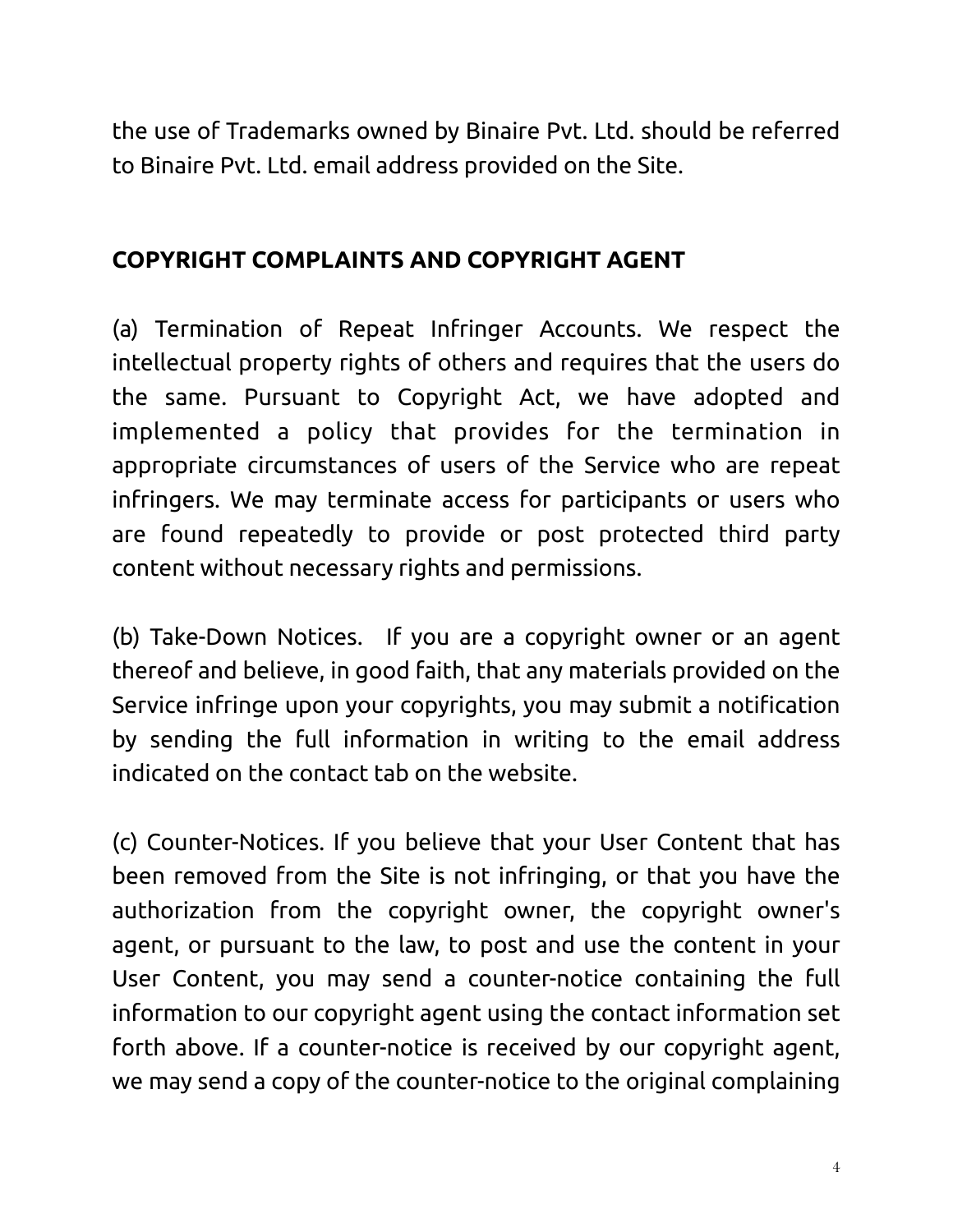the use of Trademarks owned by Binaire Pvt. Ltd. should be referred to Binaire Pvt. Ltd. email address provided on the Site.

## COPYRIGHT COMPLAINTS AND COPYRIGHT AGENT

(a) Termination of Repeat Infringer Accounts. We respect the intellectual property rights of others and requires that the users do the same. Pursuant to Copyright Act, we have adopted and implemented a policy that provides for the termination in appropriate circumstances of users of the Service who are repeat infringers. We may terminate access for participants or users who are found repeatedly to provide or post protected third party content without necessary rights and permissions.

(b) Take-Down Notices. If you are a copyright owner or an agent thereof and believe, in good faith, that any materials provided on the Service infringe upon your copyrights, you may submit a notification by sending the full information in writing to the email address indicated on the contact tab on the website.

(c) Counter-Notices. If you believe that your User Content that has been removed from the Site is not infringing, or that you have the authorization from the copyright owner, the copyright owner's agent, or pursuant to the law, to post and use the content in your User Content, you may send a counter-notice containing the full information to our copyright agent using the contact information set forth above. If a counter-notice is received by our copyright agent, we may send a copy of the counter-notice to the original complaining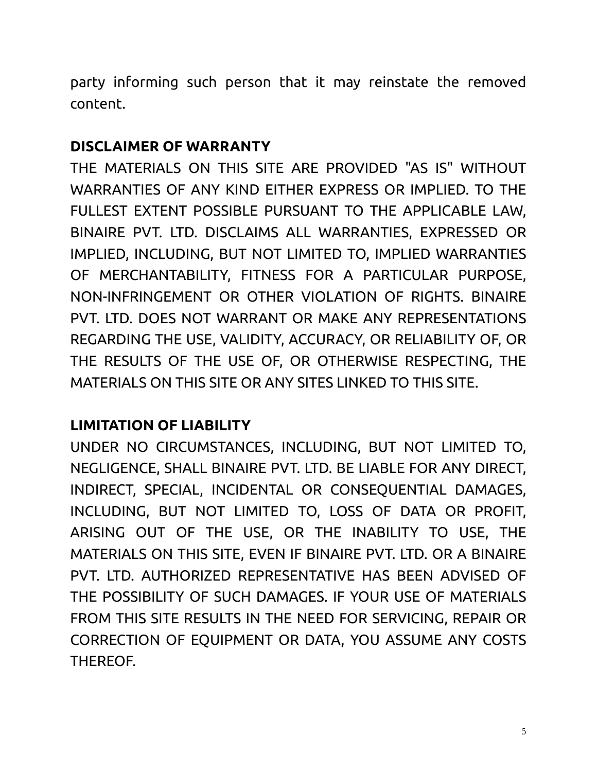party informing such person that it may reinstate the removed content.

**DISCLAIMER OF WARRANTY**

THE MATERIALS ON THIS SITE ARE PROVIDED "AS IS" WITHOUT WARRANTIES OF ANY KIND EITHER EXPRESS OR IMPLIED. TO THE FULLEST EXTENT POSSIBLE PURSUANT TO THE APPLICABLE LAW, BINAIRE PVT. LTD. DISCLAIMS ALL WARRANTIES, EXPRESSED OR IMPLIED, INCLUDING, BUT NOT LIMITED TO, IMPLIED WARRANTIES OF MERCHANTABILITY, FITNESS FOR A PARTICULAR PURPOSE, NON-INFRINGEMENT OR OTHER VIOLATION OF RIGHTS. BINAIRE PVT. LTD. DOES NOT WARRANT OR MAKE ANY REPRESENTATIONS REGARDING THE USE, VALIDITY, ACCURACY, OR RELIABILITY OF, OR THE RESULTS OF THE USE OF, OR OTHERWISE RESPECTING, THE MATERIALS ON THIS SITE OR ANY SITES LINKED TO THIS SITE.

**LIMITATION OF LIABILITY**

UNDER NO CIRCUMSTANCES, INCLUDING, BUT NOT LIMITED TO, NEGLIGENCE, SHALL BINAIRE PVT. LTD. BE LIABLE FOR ANY DIRECT, INDIRECT, SPECIAL, INCIDENTAL OR CONSEQUENTIAL DAMAGES, INCLUDING, BUT NOT LIMITED TO, LOSS OF DATA OR PROFIT, ARISING OUT OF THE USE, OR THE INABILITY TO USE, THE MATERIALS ON THIS SITE, EVEN IF BINAIRE PVT. LTD. OR A BINAIRE PVT. LTD. AUTHORIZED REPRESENTATIVE HAS BEEN ADVISED OF THE POSSIBILITY OF SUCH DAMAGES. IF YOUR USE OF MATERIALS FROM THIS SITE RESULTS IN THE NEED FOR SERVICING, REPAIR OR CORRECTION OF EQUIPMENT OR DATA, YOU ASSUME ANY COSTS THEREOF.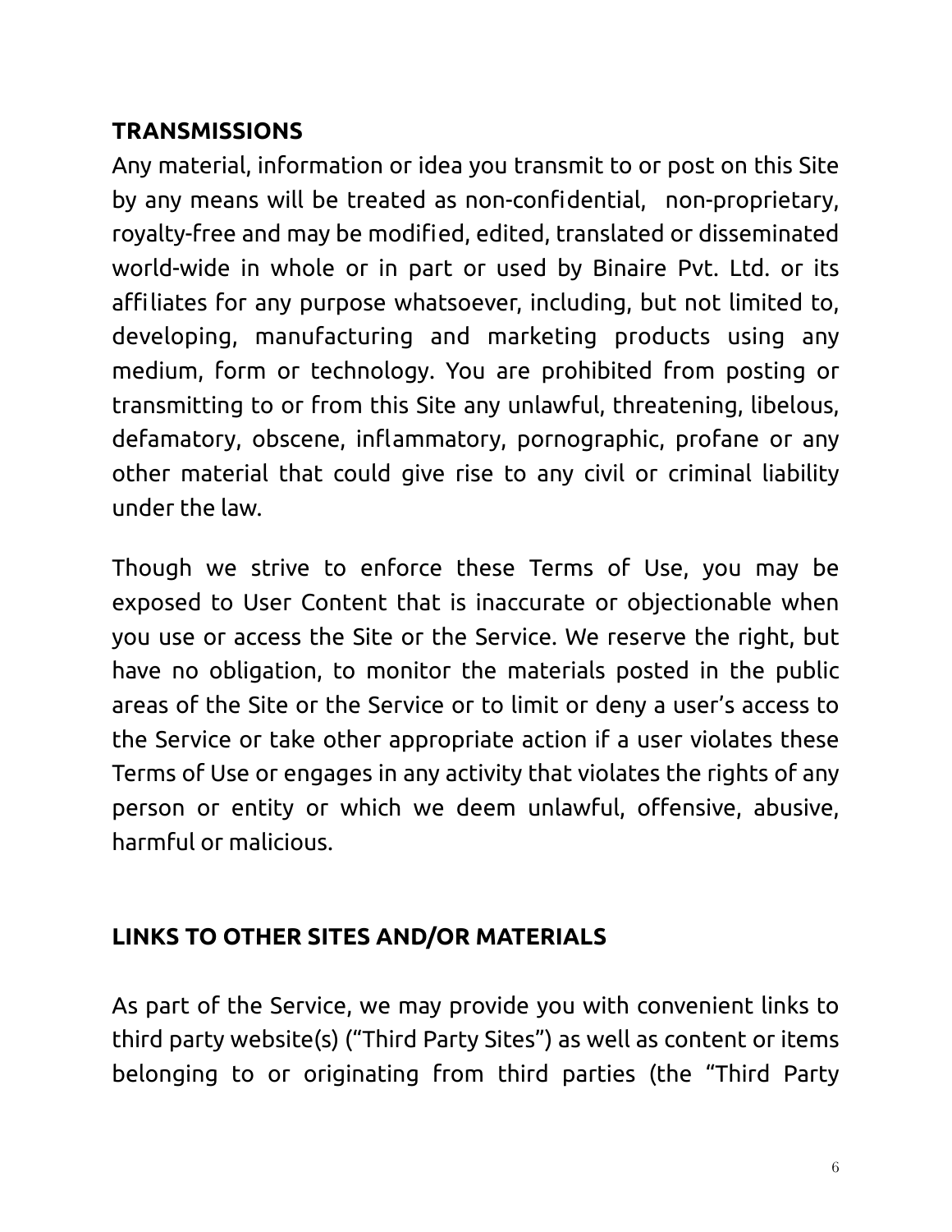## TRANSMISSIONS

Any material, information or idea you transmit to or post on this Site by any means will be treated as non-confidential, non-proprietary, royalty-free and may be modified, edited, translated or disseminated world-wide in whole or in part or used by Binaire Pvt. Ltd. or its affiliates for any purpose whatsoever, including, but not limited to, developing, manufacturing and marketing products using any medium, form or technology. You are prohibited from posting or transmitting to or from this Site any unlawful, threatening, libelous, defamatory, obscene, inflammatory, pornographic, profane or any other material that could give rise to any civil or criminal liability under the law.

Though we strive to enforce these Terms of Use, you may be exposed to User Content that is inaccurate or objectionable when you use or access the Site or the Service. We reserve the right, but have no obligation, to monitor the materials posted in the public areas of the Site or the Service or to limit or deny a user's access to the Service or take other appropriate action if a user violates these Terms of Use or engages in any activity that violates the rights of any person or entity or which we deem unlawful, offensive, abusive, harmful or malicious.

## LINKS TO OTHER SITES AND/OR MATERIALS

As part of the Service, we may provide you with convenient links to third party website(s) ("Third Party Sites") as well as content or items belonging to or originating from third parties (the "Third Party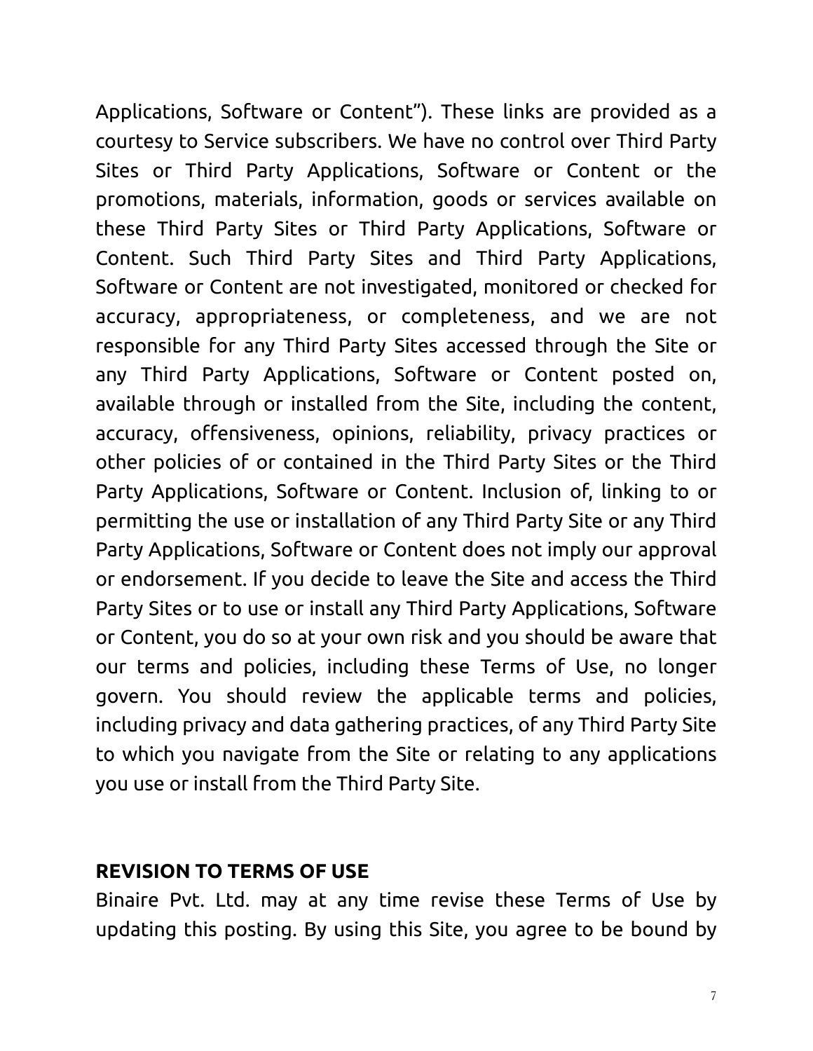Applications, Software or Content”). These links are provided as a courtesy to Service subscribers. We have no control over Third Party Sites or Third Party Applications, Software or Content or the promotions, materials, information, goods or services available on these Third Party Sites or Third Party Applications, Software or Content. Such Third Party Sites and Third Party Applications, Software or Content are not investigated, monitored or checked for accuracy, appropriateness, or completeness, and we are not responsible for any Third Party Sites accessed through the Site or any Third Party Applications, Software or Content posted on, available through or installed from the Site, including the content, accuracy, offensiveness, opinions, reliability, privacy practices or other policies of or contained in the Third Party Sites or the Third Party Applications, Software or Content. Inclusion of, linking to or permitting the use or installation of any Third Party Site or any Third Party Applications, Software or Content does not imply our approval or endorsement. If you decide to leave the Site and access the Third Party Sites or to use or install any Third Party Applications, Software or Content, you do so at your own risk and you should be aware that our terms and policies, including these Terms of Use, no longer govern. You should review the applicable terms and policies, including privacy and data gathering practices, of any Third Party Site to which you navigate from the Site or relating to any applications you use or install from the Third Party Site.

**REVISION TO TERMS OF USE**

Binaire Pvt. Ltd. may at any time revise these Terms of Use by updating this posting. By using this Site, you agree to be bound by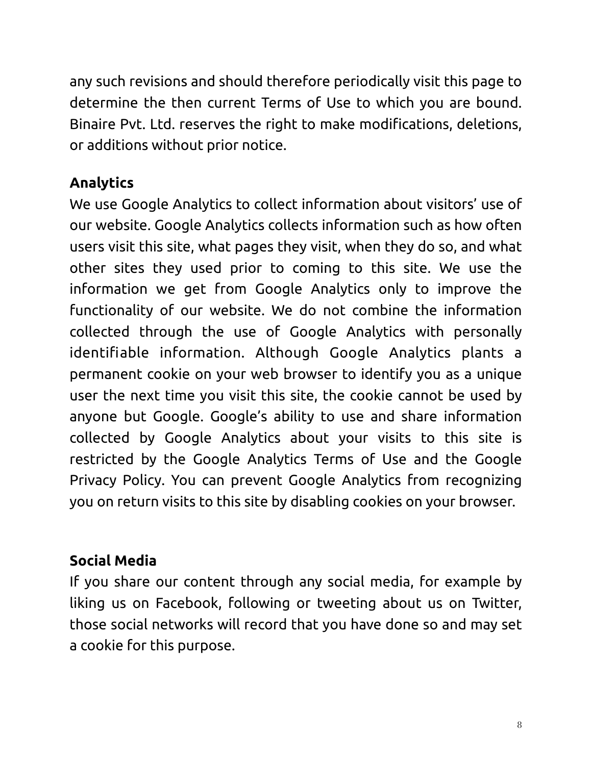any such revisions and should therefore periodically visit this page to determine the then current Terms of Use to which you are bound. Binaire Pvt. Ltd. reserves the right to make modifications, deletions, or additions without prior notice.

**Analytics**

We use Google Analytics to collect information about visitors' use of our website. Google Analytics collects information such as how often users visit this site, what pages they visit, when they do so, and what other sites they used prior to coming to this site. We use the information we get from Google Analytics only to improve the functionality of our website. We do not combine the information collected through the use of Google Analytics with personally identifiable information. Although Google Analytics plants a permanent cookie on your web browser to identify you as a unique user the next time you visit this site, the cookie cannot be used by anyone but Google. Google's ability to use and share information collected by Google Analytics about your visits to this site is restricted by the Google Analytics Terms of Use and the Google Privacy Policy. You can prevent Google Analytics from recognizing you on return visits to this site by disabling cookies on your browser.

**Social Media**

If you share our content through any social media, for example by liking us on Facebook, following or tweeting about us on Twitter, those social networks will record that you have done so and may set a cookie for this purpose.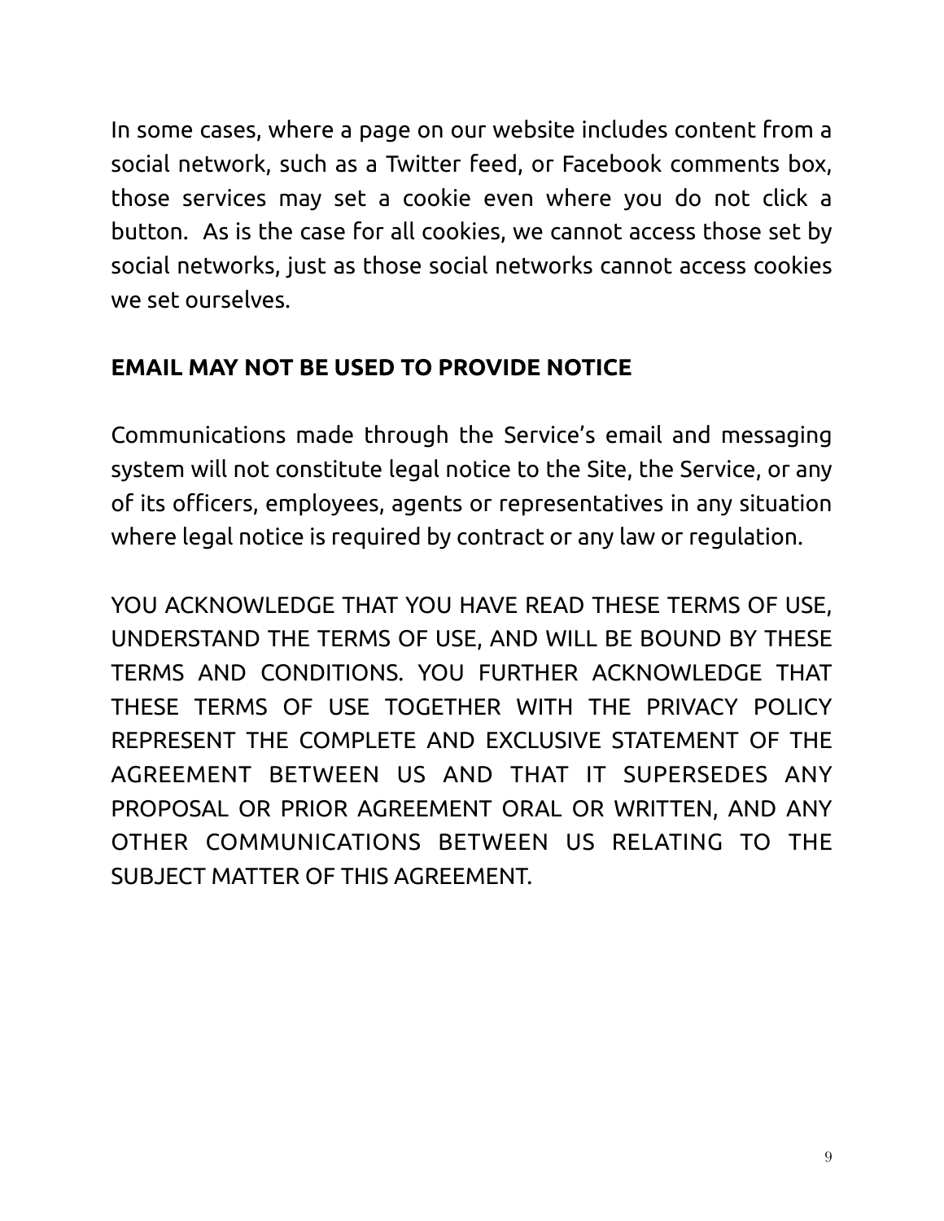In some cases, where a page on our website includes content from a social network, such as a Twitter feed, or Facebook comments box, those services may set a cookie even where you do not click a button. As is the case for all cookies, we cannot access those set by social networks, just as those social networks cannot access cookies we set ourselves.

**EMAIL MAY NOT BE USED TO PROVIDE NOTICE**

Communications made through the Service's email and messaging system will not constitute legal notice to the Site, the Service, or any of its officers, employees, agents or representatives in any situation where legal notice is required by contract or any law or regulation.

YOU ACKNOWLEDGE THAT YOU HAVE READ THESE TERMS OF USE, UNDERSTAND THE TERMS OF USE, AND WILL BE BOUND BY THESE TERMS AND CONDITIONS. YOU FURTHER ACKNOWLEDGE THAT THESE TERMS OF USE TOGETHER WITH THE PRIVACY POLICY REPRESENT THE COMPLETE AND EXCLUSIVE STATEMENT OF THE AGREEMENT BETWEEN US AND THAT IT SUPERSEDES ANY PROPOSAL OR PRIOR AGREEMENT ORAL OR WRITTEN, AND ANY OTHER COMMUNICATIONS BETWEEN US RELATING TO THE SUBJECT MATTER OF THIS AGREEMENT.